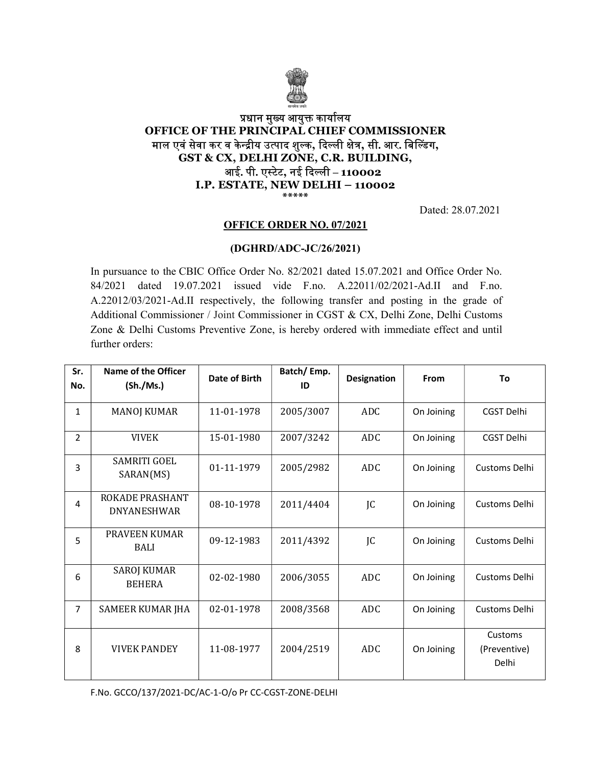**प्रधान मुख्य आयुक्त कार्यालय**
**OFFICE OF THE PRINCIPAL CHIEF COMMISSIONER**
**माल एवं सेवा कर व केन्द्रीय उत्पाद शुल्क, दिल्ली क्षेत्र, सी. आर. बिल्डिंग,**
**GST & CX, DELHI ZONE, C.R. BUILDING,**
**आई. पी. एस्टेट, नई दिल्ली – 110002**
**I.P. ESTATE, NEW DELHI – 110002**
*****

Dated: 28.07.2021

**OFFICE ORDER NO. 07/2021**

**(DGHRD/ADC-JC/26/2021)**

In pursuance to the CBIC Office Order No. 82/2021 dated 15.07.2021 and Office Order No. 84/2021 dated 19.07.2021 issued vide F.no. A.22011/02/2021-Ad.II and F.no. A.22012/03/2021-Ad.II respectively, the following transfer and posting in the grade of Additional Commissioner / Joint Commissioner in CGST & CX, Delhi Zone, Delhi Customs Zone & Delhi Customs Preventive Zone, is hereby ordered with immediate effect and until further orders:

| Sr. No. | Name of the Officer (Sh./Ms.) | Date of Birth | Batch/ Emp. ID | Designation | From | To |
|---|---|---|---|---|---|---|
| 1 | MANOJ KUMAR | 11-01-1978 | 2005/3007 | ADC | On Joining | CGST Delhi |
| 2 | VIVEK | 15-01-1980 | 2007/3242 | ADC | On Joining | CGST Delhi |
| 3 | SAMRITI GOEL SARAN(MS) | 01-11-1979 | 2005/2982 | ADC | On Joining | Customs Delhi |
| 4 | ROKADE PRASHANT DNYANESHWAR | 08-10-1978 | 2011/4404 | JC | On Joining | Customs Delhi |
| 5 | PRAVEEN KUMAR BALI | 09-12-1983 | 2011/4392 | JC | On Joining | Customs Delhi |
| 6 | SAROJ KUMAR BEHERA | 02-02-1980 | 2006/3055 | ADC | On Joining | Customs Delhi |
| 7 | SAMEER KUMAR JHA | 02-01-1978 | 2008/3568 | ADC | On Joining | Customs Delhi |
| 8 | VIVEK PANDEY | 11-08-1977 | 2004/2519 | ADC | On Joining | Customs (Preventive) Delhi |

F.No. GCCO/137/2021-DC/AC-1-O/o Pr CC-CGST-ZONE-DELHI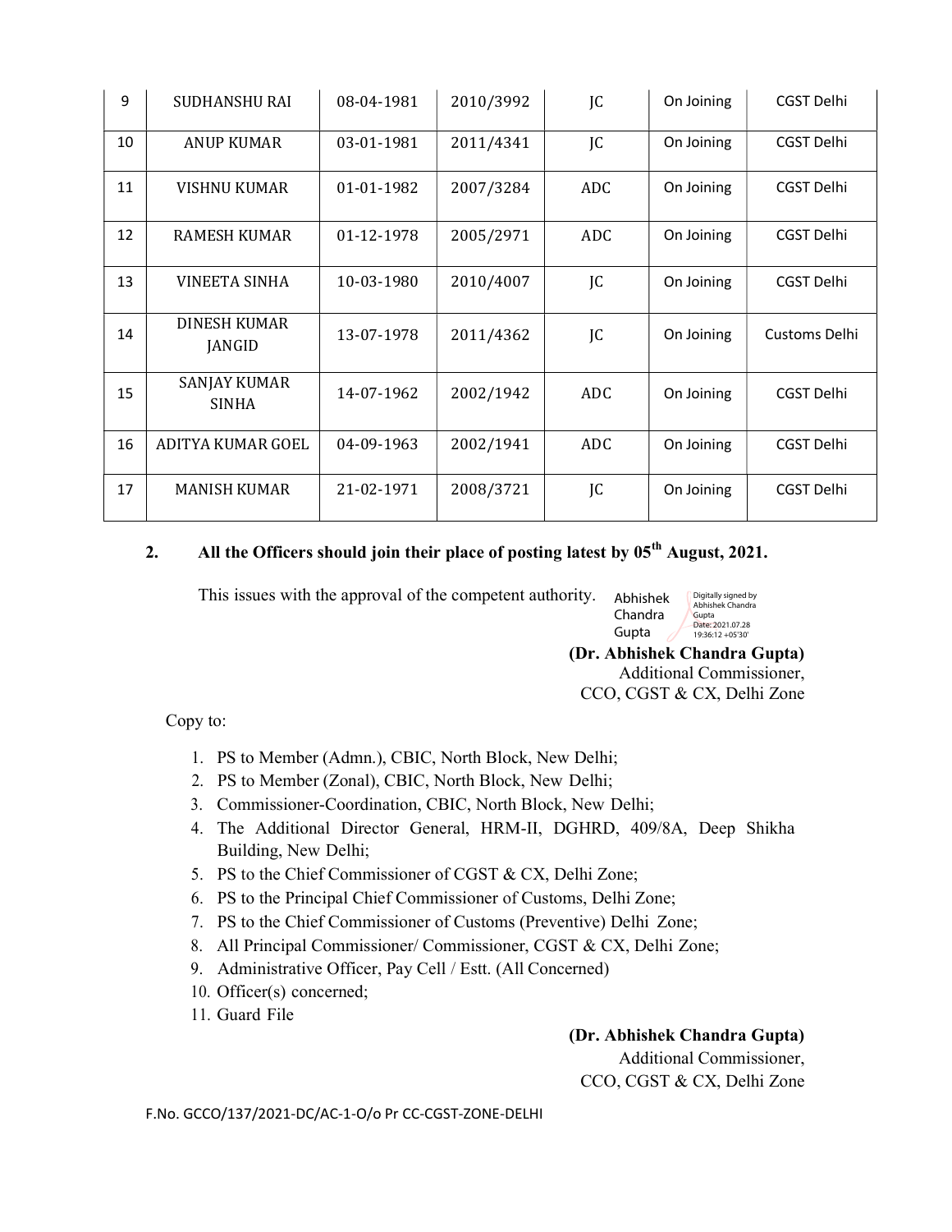| | | | | | | |
|---|---|---|---|---|---|---|
| 9 | SUDHANSHU RAI | 08-04-1981 | 2010/3992 | JC | On Joining | CGST Delhi |
| 10 | ANUP KUMAR | 03-01-1981 | 2011/4341 | JC | On Joining | CGST Delhi |
| 11 | VISHNU KUMAR | 01-01-1982 | 2007/3284 | ADC | On Joining | CGST Delhi |
| 12 | RAMESH KUMAR | 01-12-1978 | 2005/2971 | ADC | On Joining | CGST Delhi |
| 13 | VINEETA SINHA | 10-03-1980 | 2010/4007 | JC | On Joining | CGST Delhi |
| 14 | DINESH KUMAR JANGID | 13-07-1978 | 2011/4362 | JC | On Joining | Customs Delhi |
| 15 | SANJAY KUMAR SINHA | 14-07-1962 | 2002/1942 | ADC | On Joining | CGST Delhi |
| 16 | ADITYA KUMAR GOEL | 04-09-1963 | 2002/1941 | ADC | On Joining | CGST Delhi |
| 17 | MANISH KUMAR | 21-02-1971 | 2008/3721 | JC | On Joining | CGST Delhi |

**2. All the Officers should join their place of posting latest by 05th August, 2021.**

This issues with the approval of the competent authority.

Abhishek Chandra Gupta
Digitally signed by Abhishek Chandra Gupta
Date: 2021.07.28 19:36:12 +05'30'

**(Dr. Abhishek Chandra Gupta)**
Additional Commissioner,
CCO, CGST & CX, Delhi Zone

Copy to:

1. PS to Member (Admn.), CBIC, North Block, New Delhi;
2. PS to Member (Zonal), CBIC, North Block, New Delhi;
3. Commissioner-Coordination, CBIC, North Block, New Delhi;
4. The Additional Director General, HRM-II, DGHRD, 409/8A, Deep Shikha Building, New Delhi;
5. PS to the Chief Commissioner of CGST & CX, Delhi Zone;
6. PS to the Principal Chief Commissioner of Customs, Delhi Zone;
7. PS to the Chief Commissioner of Customs (Preventive) Delhi Zone;
8. All Principal Commissioner/ Commissioner, CGST & CX, Delhi Zone;
9. Administrative Officer, Pay Cell / Estt. (All Concerned)
10. Officer(s) concerned;
11. Guard File

**(Dr. Abhishek Chandra Gupta)**
Additional Commissioner,
CCO, CGST & CX, Delhi Zone

F.No. GCCO/137/2021-DC/AC-1-O/o Pr CC-CGST-ZONE-DELHI